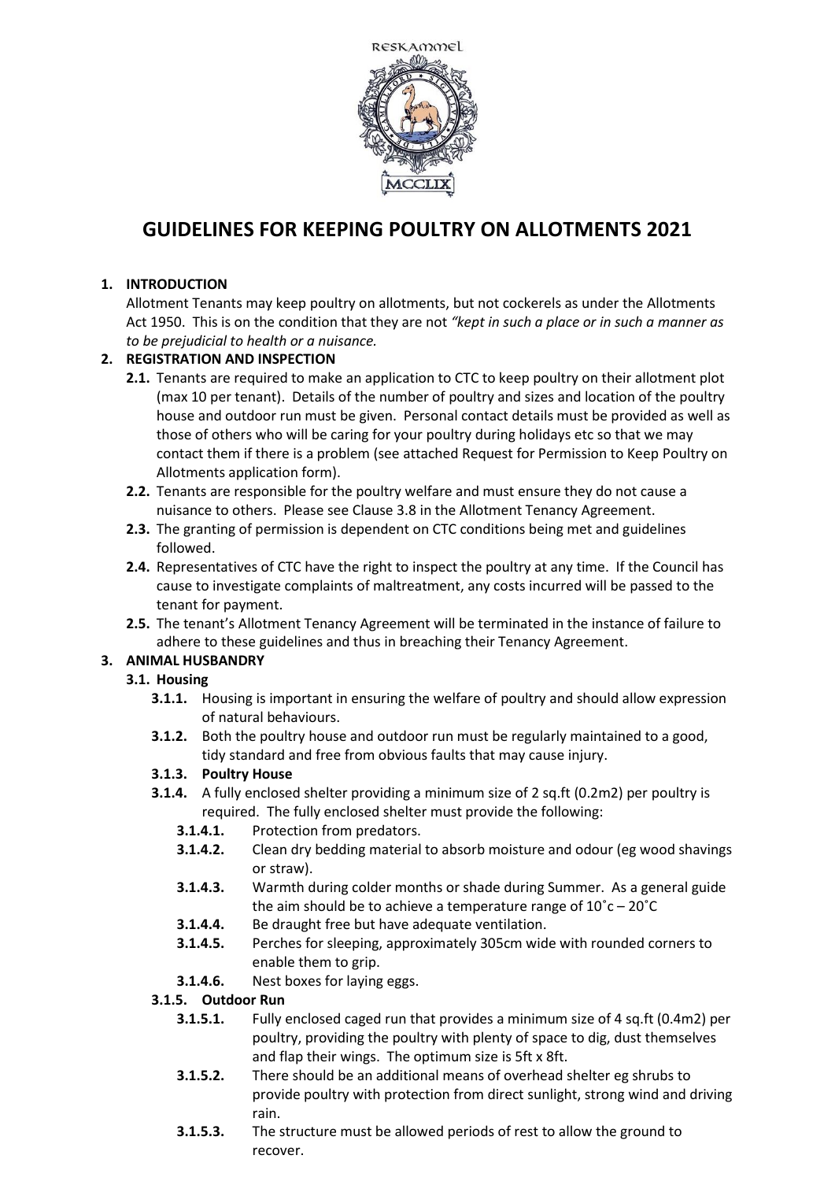RESKAMMEL

# GUIDELINES FOR KEEPING POULTRY ON ALLOTMENTS 2021

**1. INTRODUCTION**

Allotment Tenants may keep poultry on allotments, but not cockerels as under the Allotments Act 1950. This is on the condition that they are not *"kept in such a place or in such a manner as to be prejudicial to health or a nuisance.*

**2. REGISTRATION AND INSPECTION**

- **2.1.** Tenants are required to make an application to CTC to keep poultry on their allotment plot (max 10 per tenant). Details of the number of poultry and sizes and location of the poultry house and outdoor run must be given. Personal contact details must be provided as well as those of others who will be caring for your poultry during holidays etc so that we may contact them if there is a problem (see attached Request for Permission to Keep Poultry on Allotments application form).
- **2.2.** Tenants are responsible for the poultry welfare and must ensure they do not cause a nuisance to others. Please see Clause 3.8 in the Allotment Tenancy Agreement.
- **2.3.** The granting of permission is dependent on CTC conditions being met and guidelines followed.
- **2.4.** Representatives of CTC have the right to inspect the poultry at any time. If the Council has cause to investigate complaints of maltreatment, any costs incurred will be passed to the tenant for payment.
- **2.5.** The tenant's Allotment Tenancy Agreement will be terminated in the instance of failure to adhere to these guidelines and thus in breaching their Tenancy Agreement.

**3. ANIMAL HUSBANDRY**

**3.1. Housing**

- **3.1.1.** Housing is important in ensuring the welfare of poultry and should allow expression of natural behaviours.
- **3.1.2.** Both the poultry house and outdoor run must be regularly maintained to a good, tidy standard and free from obvious faults that may cause injury.
- **3.1.3. Poultry House**
- **3.1.4.** A fully enclosed shelter providing a minimum size of 2 sq.ft (0.2m2) per poultry is required. The fully enclosed shelter must provide the following:
  - **3.1.4.1.** Protection from predators.
  - **3.1.4.2.** Clean dry bedding material to absorb moisture and odour (eg wood shavings or straw).
  - **3.1.4.3.** Warmth during colder months or shade during Summer. As a general guide the aim should be to achieve a temperature range of 10˚c – 20˚C
  - **3.1.4.4.** Be draught free but have adequate ventilation.
  - **3.1.4.5.** Perches for sleeping, approximately 305cm wide with rounded corners to enable them to grip.
  - **3.1.4.6.** Nest boxes for laying eggs.
- **3.1.5. Outdoor Run**
  - **3.1.5.1.** Fully enclosed caged run that provides a minimum size of 4 sq.ft (0.4m2) per poultry, providing the poultry with plenty of space to dig, dust themselves and flap their wings. The optimum size is 5ft x 8ft.
  - **3.1.5.2.** There should be an additional means of overhead shelter eg shrubs to provide poultry with protection from direct sunlight, strong wind and driving rain.
  - **3.1.5.3.** The structure must be allowed periods of rest to allow the ground to recover.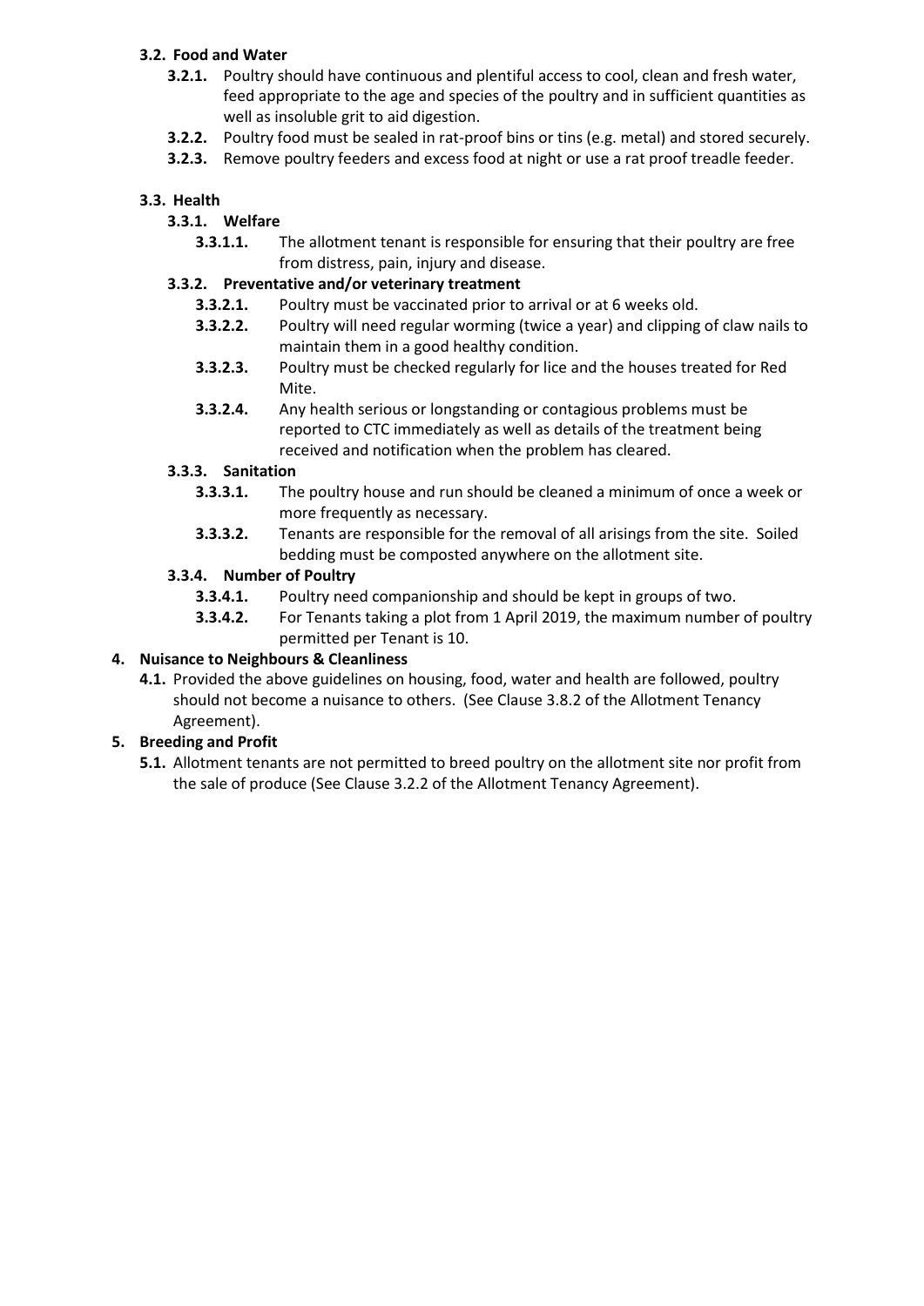**3.2. Food and Water**

**3.2.1.** Poultry should have continuous and plentiful access to cool, clean and fresh water, feed appropriate to the age and species of the poultry and in sufficient quantities as well as insoluble grit to aid digestion.

**3.2.2.** Poultry food must be sealed in rat-proof bins or tins (e.g. metal) and stored securely.

**3.2.3.** Remove poultry feeders and excess food at night or use a rat proof treadle feeder.

**3.3. Health**

**3.3.1. Welfare**

**3.3.1.1.** The allotment tenant is responsible for ensuring that their poultry are free from distress, pain, injury and disease.

**3.3.2. Preventative and/or veterinary treatment**

**3.3.2.1.** Poultry must be vaccinated prior to arrival or at 6 weeks old.

**3.3.2.2.** Poultry will need regular worming (twice a year) and clipping of claw nails to maintain them in a good healthy condition.

**3.3.2.3.** Poultry must be checked regularly for lice and the houses treated for Red Mite.

**3.3.2.4.** Any health serious or longstanding or contagious problems must be reported to CTC immediately as well as details of the treatment being received and notification when the problem has cleared.

**3.3.3. Sanitation**

**3.3.3.1.** The poultry house and run should be cleaned a minimum of once a week or more frequently as necessary.

**3.3.3.2.** Tenants are responsible for the removal of all arisings from the site. Soiled bedding must be composted anywhere on the allotment site.

**3.3.4. Number of Poultry**

**3.3.4.1.** Poultry need companionship and should be kept in groups of two.

**3.3.4.2.** For Tenants taking a plot from 1 April 2019, the maximum number of poultry permitted per Tenant is 10.

**4. Nuisance to Neighbours & Cleanliness**

**4.1.** Provided the above guidelines on housing, food, water and health are followed, poultry should not become a nuisance to others. (See Clause 3.8.2 of the Allotment Tenancy Agreement).

**5. Breeding and Profit**

**5.1.** Allotment tenants are not permitted to breed poultry on the allotment site nor profit from the sale of produce (See Clause 3.2.2 of the Allotment Tenancy Agreement).